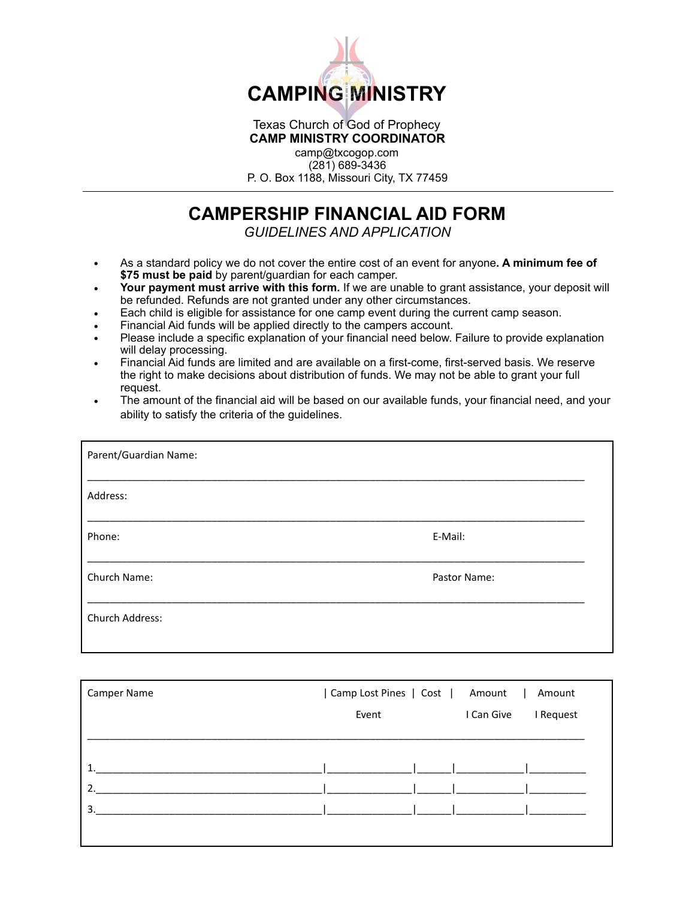# CAMPING MINISTRY

Texas Church of God of Prophecy
**CAMP MINISTRY COORDINATOR**
camp@txcogop.com
(281) 689-3436
P. O. Box 1188, Missouri City, TX 77459

---

## CAMPERSHIP FINANCIAL AID FORM

*GUIDELINES AND APPLICATION*

- As a standard policy we do not cover the entire cost of an event for anyone**. A minimum fee of $75 must be paid** by parent/guardian for each camper.
- **Your payment must arrive with this form.** If we are unable to grant assistance, your deposit will be refunded. Refunds are not granted under any other circumstances.
- Each child is eligible for assistance for one camp event during the current camp season.
- Financial Aid funds will be applied directly to the campers account.
- Please include a specific explanation of your financial need below. Failure to provide explanation will delay processing.
- Financial Aid funds are limited and are available on a first-come, first-served basis. We reserve the right to make decisions about distribution of funds. We may not be able to grant your full request.
- The amount of the financial aid will be based on our available funds, your financial need, and your ability to satisfy the criteria of the guidelines.

Parent/Guardian Name: ________________________________________________

Address: ________________________________________________

Phone: ______________________ E-Mail: ______________________

Church Name: ______________________ Pastor Name: ______________________

Church Address:

| Camper Name | Camp Lost Pines Event | Cost | Amount I Can Give | Amount I Request |
|---|---|---|---|---|
| 1. | | | | |
| 2. | | | | |
| 3. | | | | |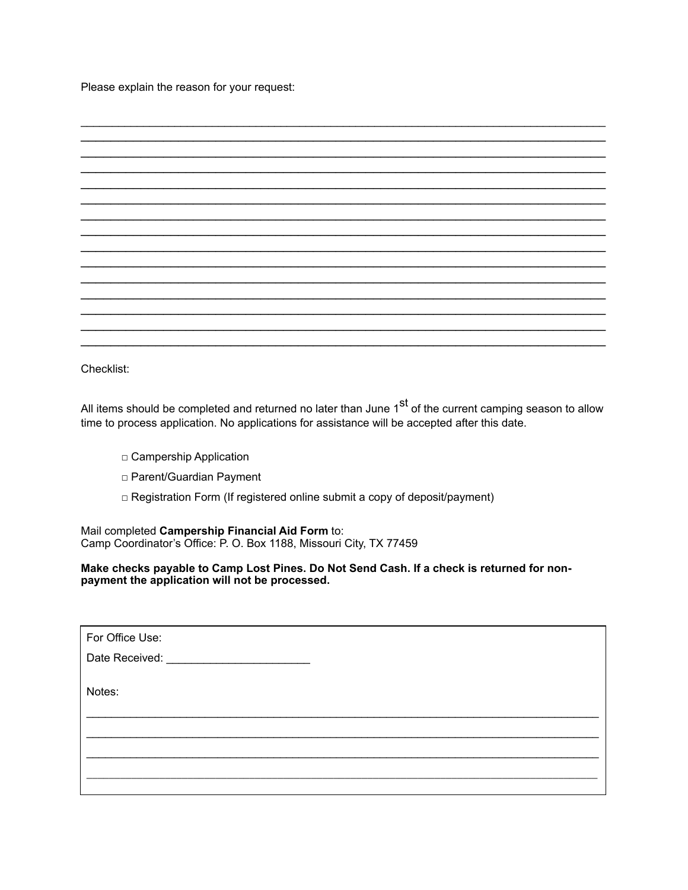Please explain the reason for your request:

_______________________________________________________________________________
_______________________________________________________________________________
_______________________________________________________________________________
_______________________________________________________________________________
_______________________________________________________________________________
_______________________________________________________________________________
_______________________________________________________________________________
_______________________________________________________________________________
_______________________________________________________________________________
_______________________________________________________________________________
_______________________________________________________________________________
_______________________________________________________________________________
_______________________________________________________________________________
_______________________________________________________________________________
_______________________________________________________________________________

Checklist:

All items should be completed and returned no later than June 1st of the current camping season to allow time to process application. No applications for assistance will be accepted after this date.

- □ Campership Application
- □ Parent/Guardian Payment
- □ Registration Form (If registered online submit a copy of deposit/payment)

Mail completed **Campership Financial Aid Form** to:
Camp Coordinator's Office: P. O. Box 1188, Missouri City, TX 77459

**Make checks payable to Camp Lost Pines. Do Not Send Cash. If a check is returned for non-payment the application will not be processed.**

| |
|---|
| For Office Use: |
| Date Received: ______________________ |
| Notes: |
| _______________________________________________________________________________ |
| _______________________________________________________________________________ |
| _______________________________________________________________________________ |
| _______________________________________________________________________________ |